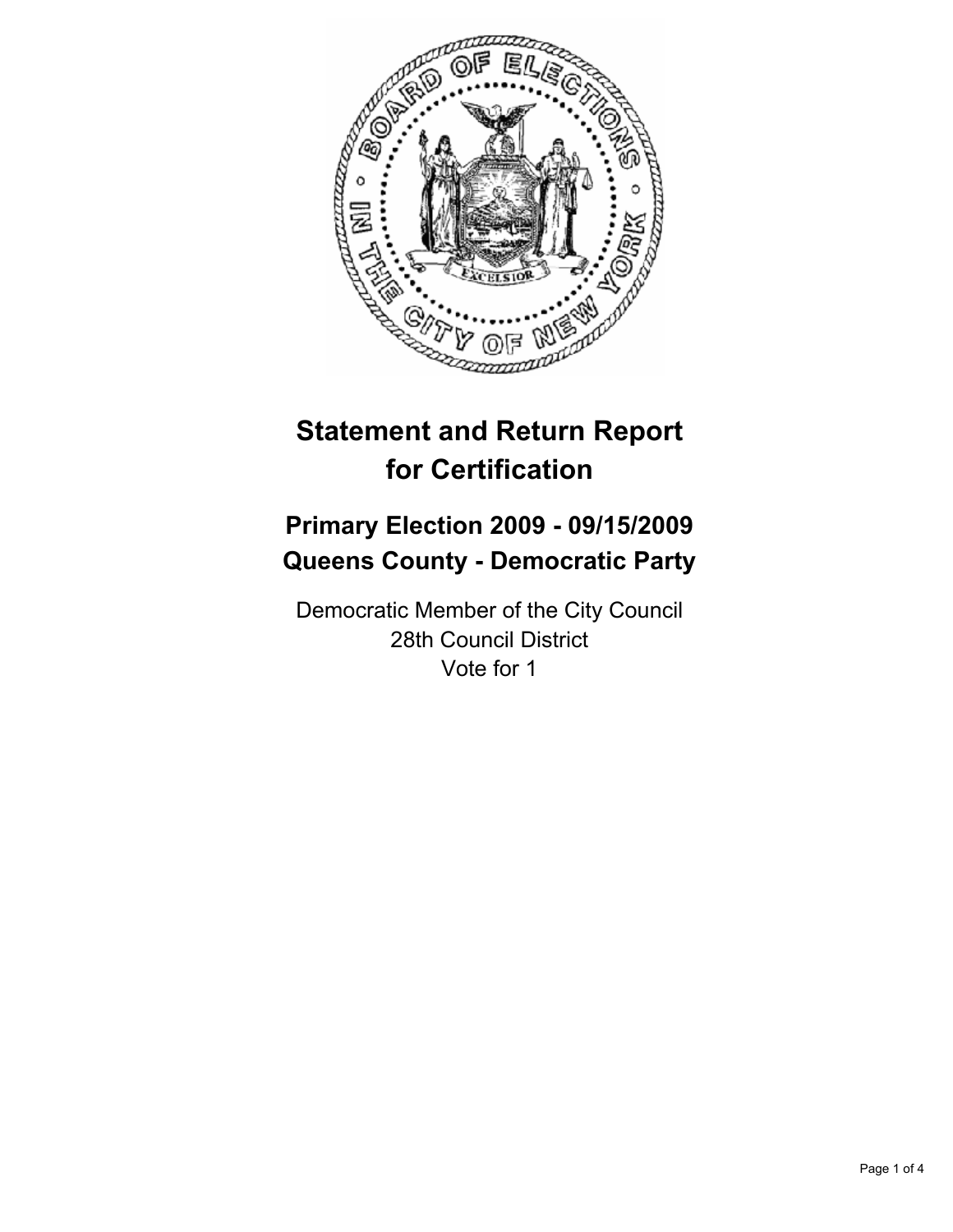# Statement and Return Report for Certification

## Primary Election 2009 - 09/15/2009
## Queens County - Democratic Party

Democratic Member of the City Council
28th Council District
Vote for 1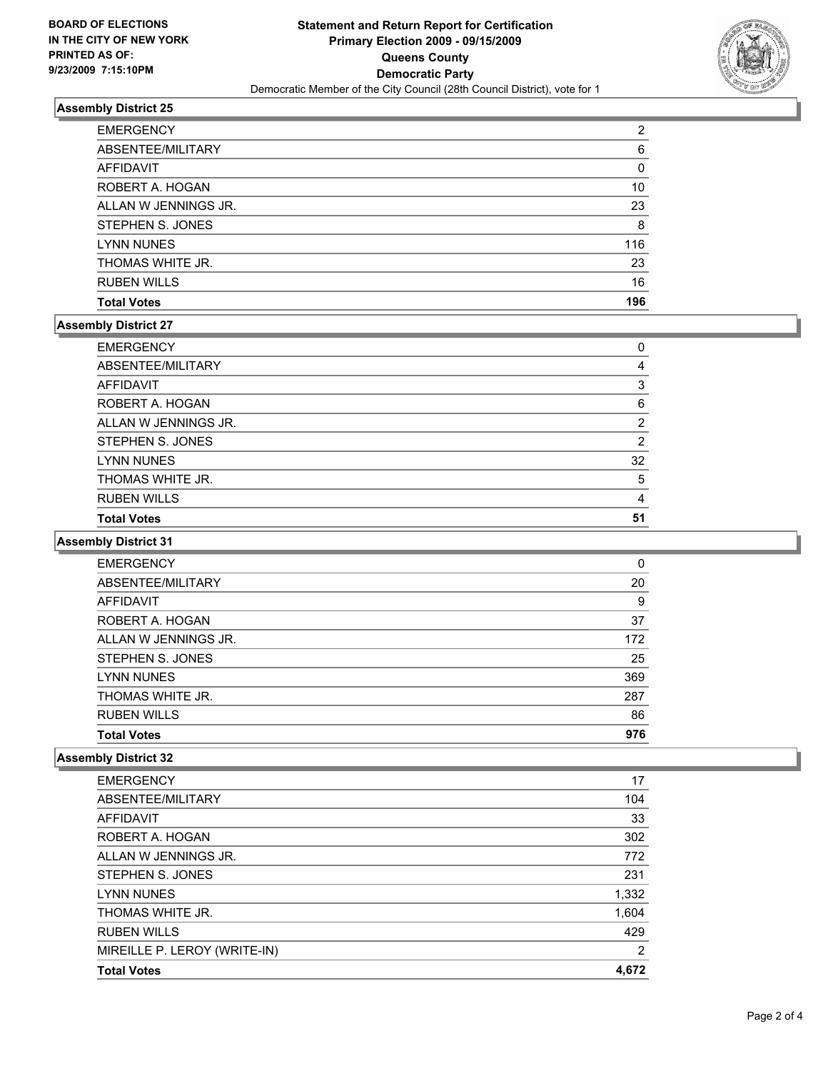BOARD OF ELECTIONS
IN THE CITY OF NEW YORK
PRINTED AS OF:
9/23/2009 7:15:10PM

**Statement and Return Report for Certification**
**Primary Election 2009 - 09/15/2009**
**Queens County**
**Democratic Party**
Democratic Member of the City Council (28th Council District), vote for 1

### Assembly District 25

| | |
|---|---|
| EMERGENCY | 2 |
| ABSENTEE/MILITARY | 6 |
| AFFIDAVIT | 0 |
| ROBERT A. HOGAN | 10 |
| ALLAN W JENNINGS JR. | 23 |
| STEPHEN S. JONES | 8 |
| LYNN NUNES | 116 |
| THOMAS WHITE JR. | 23 |
| RUBEN WILLS | 16 |
| **Total Votes** | **196** |

### Assembly District 27

| | |
|---|---|
| EMERGENCY | 0 |
| ABSENTEE/MILITARY | 4 |
| AFFIDAVIT | 3 |
| ROBERT A. HOGAN | 6 |
| ALLAN W JENNINGS JR. | 2 |
| STEPHEN S. JONES | 2 |
| LYNN NUNES | 32 |
| THOMAS WHITE JR. | 5 |
| RUBEN WILLS | 4 |
| **Total Votes** | **51** |

### Assembly District 31

| | |
|---|---|
| EMERGENCY | 0 |
| ABSENTEE/MILITARY | 20 |
| AFFIDAVIT | 9 |
| ROBERT A. HOGAN | 37 |
| ALLAN W JENNINGS JR. | 172 |
| STEPHEN S. JONES | 25 |
| LYNN NUNES | 369 |
| THOMAS WHITE JR. | 287 |
| RUBEN WILLS | 86 |
| **Total Votes** | **976** |

### Assembly District 32

| | |
|---|---|
| EMERGENCY | 17 |
| ABSENTEE/MILITARY | 104 |
| AFFIDAVIT | 33 |
| ROBERT A. HOGAN | 302 |
| ALLAN W JENNINGS JR. | 772 |
| STEPHEN S. JONES | 231 |
| LYNN NUNES | 1,332 |
| THOMAS WHITE JR. | 1,604 |
| RUBEN WILLS | 429 |
| MIREILLE P. LEROY (WRITE-IN) | 2 |
| **Total Votes** | **4,672** |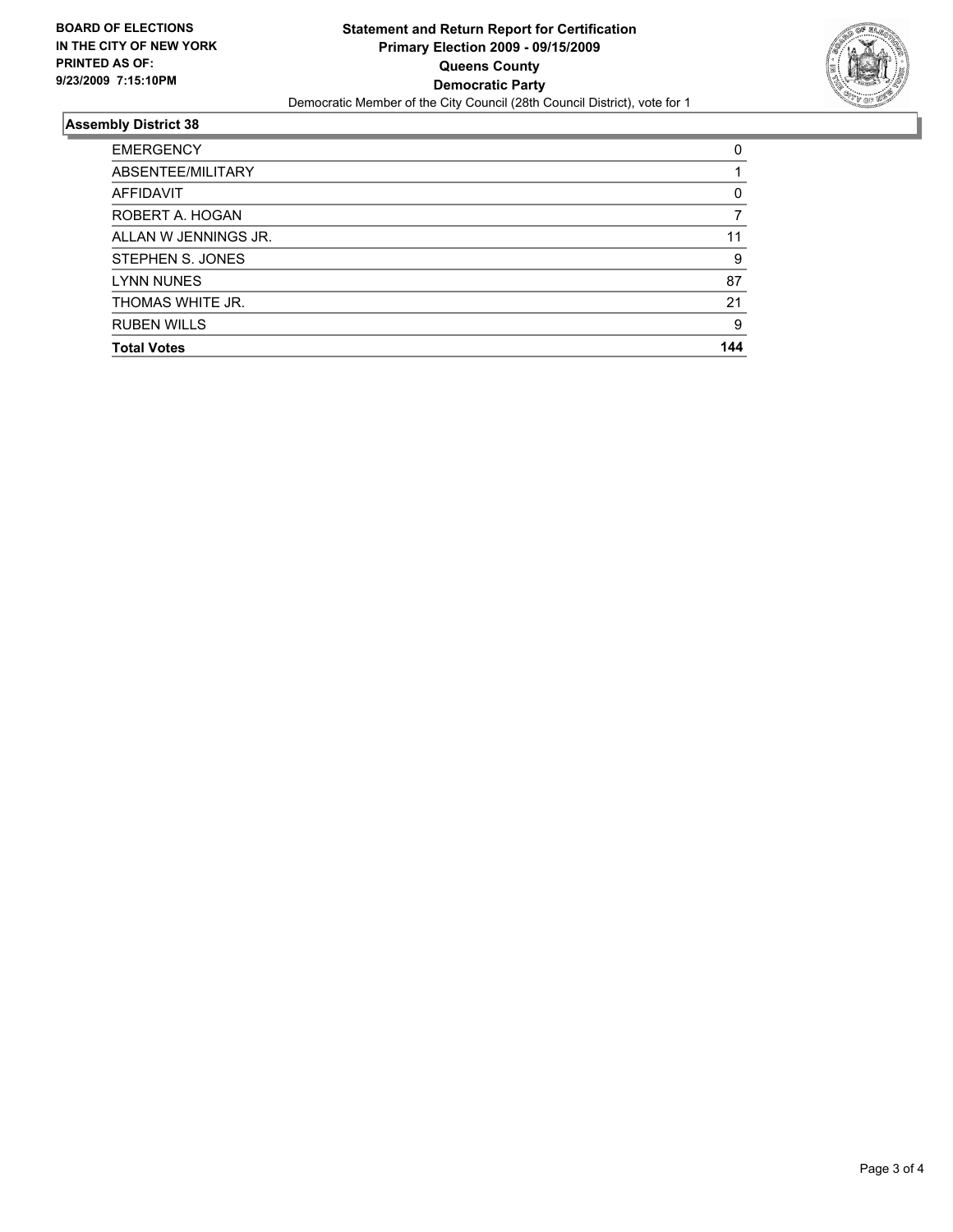**BOARD OF ELECTIONS IN THE CITY OF NEW YORK PRINTED AS OF: 9/23/2009 7:15:10PM**

**Statement and Return Report for Certification**
**Primary Election 2009 - 09/15/2009**
**Queens County**
**Democratic Party**
Democratic Member of the City Council (28th Council District), vote for 1

## Assembly District 38

| | |
|---|---|
| EMERGENCY | 0 |
| ABSENTEE/MILITARY | 1 |
| AFFIDAVIT | 0 |
| ROBERT A. HOGAN | 7 |
| ALLAN W JENNINGS JR. | 11 |
| STEPHEN S. JONES | 9 |
| LYNN NUNES | 87 |
| THOMAS WHITE JR. | 21 |
| RUBEN WILLS | 9 |
| **Total Votes** | **144** |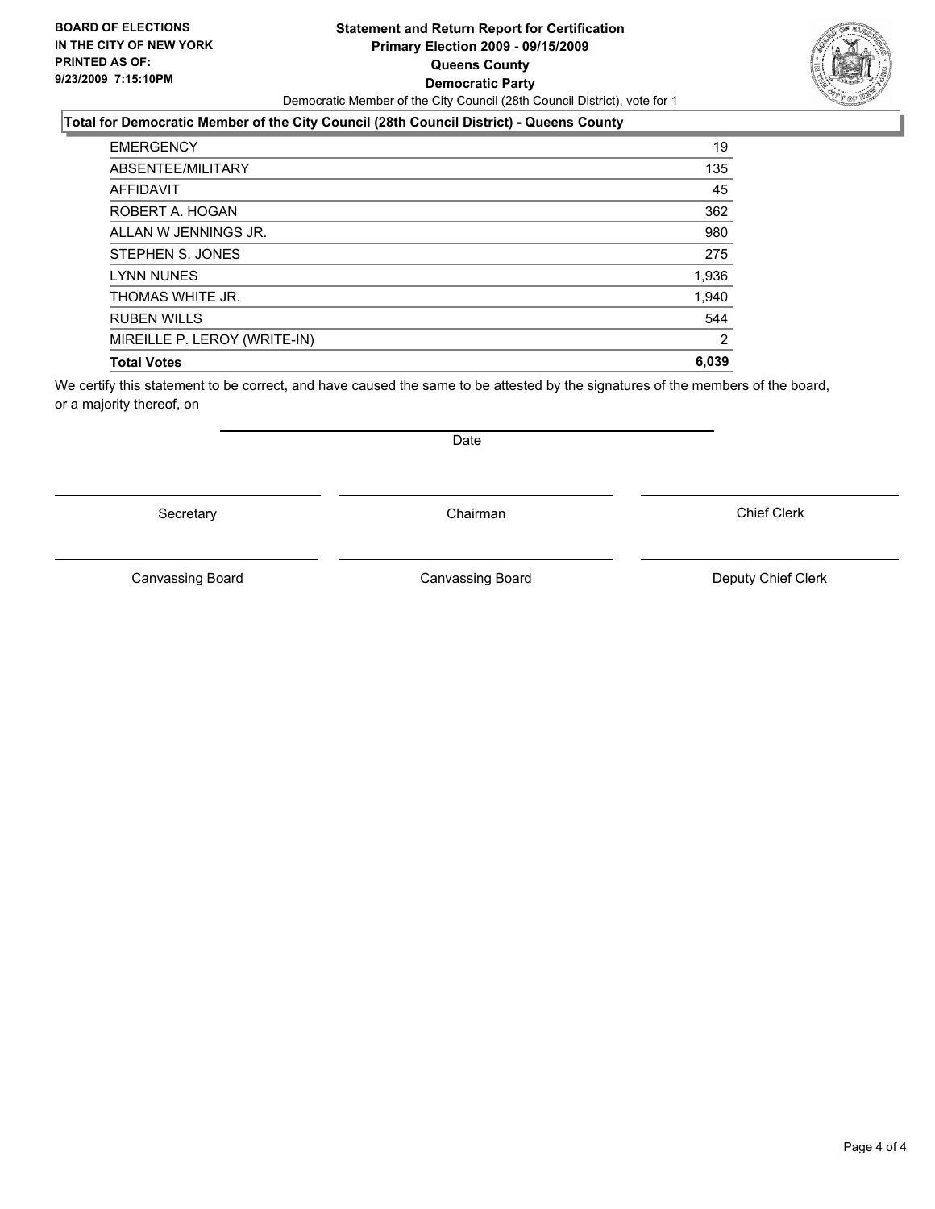**BOARD OF ELECTIONS IN THE CITY OF NEW YORK PRINTED AS OF: 9/23/2009 7:15:10PM**

# Statement and Return Report for Certification
## Primary Election 2009 - 09/15/2009
## Queens County
## Democratic Party

Democratic Member of the City Council (28th Council District), vote for 1

### Total for Democratic Member of the City Council (28th Council District) - Queens County

| | |
|---|---|
| EMERGENCY | 19 |
| ABSENTEE/MILITARY | 135 |
| AFFIDAVIT | 45 |
| ROBERT A. HOGAN | 362 |
| ALLAN W JENNINGS JR. | 980 |
| STEPHEN S. JONES | 275 |
| LYNN NUNES | 1,936 |
| THOMAS WHITE JR. | 1,940 |
| RUBEN WILLS | 544 |
| MIREILLE P. LEROY (WRITE-IN) | 2 |
| **Total Votes** | **6,039** |

We certify this statement to be correct, and have caused the same to be attested by the signatures of the members of the board, or a majority thereof, on

Date

Secretary | Chairman | Chief Clerk

Canvassing Board | Canvassing Board | Deputy Chief Clerk